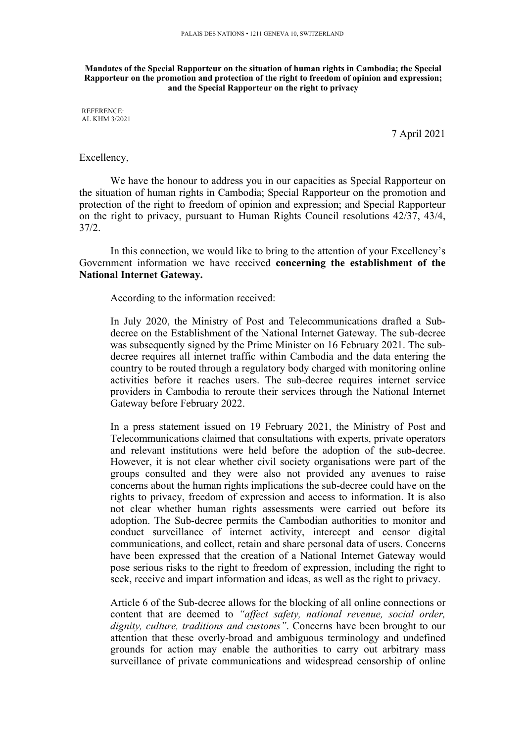**Mandates of the Special Rapporteur on the situation of human rights in Cambodia; the Special Rapporteur on the promotion and protection of the right to freedom of opinion and expression; and the Special Rapporteur on the right to privacy**

REFERENCE:
AL KHM 3/2021

7 April 2021

Excellency,

We have the honour to address you in our capacities as Special Rapporteur on the situation of human rights in Cambodia; Special Rapporteur on the promotion and protection of the right to freedom of opinion and expression; and Special Rapporteur on the right to privacy, pursuant to Human Rights Council resolutions 42/37, 43/4, 37/2.

In this connection, we would like to bring to the attention of your Excellency's Government information we have received **concerning the establishment of the National Internet Gateway.**

According to the information received:

> In July 2020, the Ministry of Post and Telecommunications drafted a Sub-decree on the Establishment of the National Internet Gateway. The sub-decree was subsequently signed by the Prime Minister on 16 February 2021. The sub-decree requires all internet traffic within Cambodia and the data entering the country to be routed through a regulatory body charged with monitoring online activities before it reaches users. The sub-decree requires internet service providers in Cambodia to reroute their services through the National Internet Gateway before February 2022.
>
> In a press statement issued on 19 February 2021, the Ministry of Post and Telecommunications claimed that consultations with experts, private operators and relevant institutions were held before the adoption of the sub-decree. However, it is not clear whether civil society organisations were part of the groups consulted and they were also not provided any avenues to raise concerns about the human rights implications the sub-decree could have on the rights to privacy, freedom of expression and access to information. It is also not clear whether human rights assessments were carried out before its adoption. The Sub-decree permits the Cambodian authorities to monitor and conduct surveillance of internet activity, intercept and censor digital communications, and collect, retain and share personal data of users. Concerns have been expressed that the creation of a National Internet Gateway would pose serious risks to the right to freedom of expression, including the right to seek, receive and impart information and ideas, as well as the right to privacy.
>
> Article 6 of the Sub-decree allows for the blocking of all online connections or content that are deemed to *"affect safety, national revenue, social order, dignity, culture, traditions and customs"*. Concerns have been brought to our attention that these overly-broad and ambiguous terminology and undefined grounds for action may enable the authorities to carry out arbitrary mass surveillance of private communications and widespread censorship of online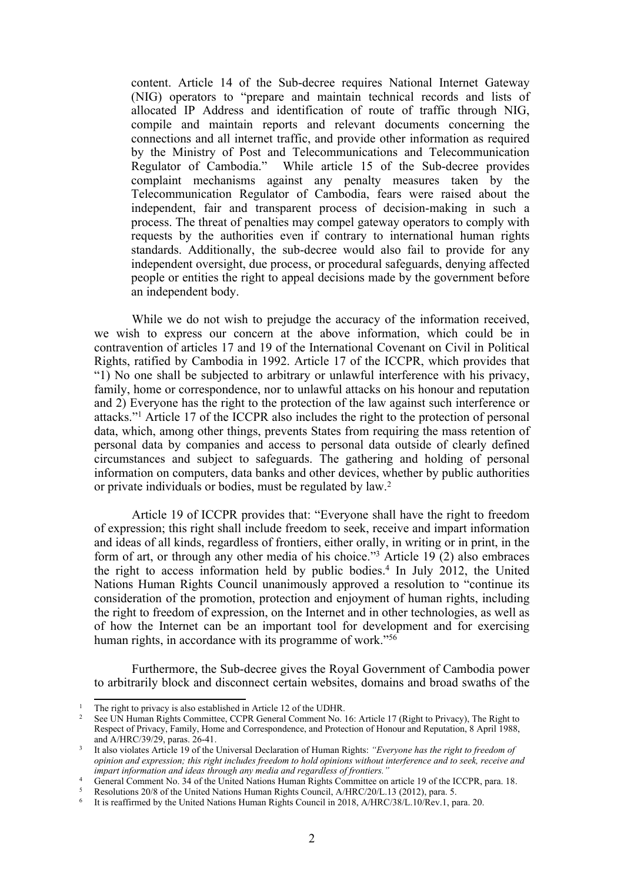content. Article 14 of the Sub-decree requires National Internet Gateway (NIG) operators to "prepare and maintain technical records and lists of allocated IP Address and identification of route of traffic through NIG, compile and maintain reports and relevant documents concerning the connections and all internet traffic, and provide other information as required by the Ministry of Post and Telecommunications and Telecommunication Regulator of Cambodia." While article 15 of the Sub-decree provides complaint mechanisms against any penalty measures taken by the Telecommunication Regulator of Cambodia, fears were raised about the independent, fair and transparent process of decision-making in such a process. The threat of penalties may compel gateway operators to comply with requests by the authorities even if contrary to international human rights standards. Additionally, the sub-decree would also fail to provide for any independent oversight, due process, or procedural safeguards, denying affected people or entities the right to appeal decisions made by the government before an independent body.

While we do not wish to prejudge the accuracy of the information received, we wish to express our concern at the above information, which could be in contravention of articles 17 and 19 of the International Covenant on Civil in Political Rights, ratified by Cambodia in 1992. Article 17 of the ICCPR, which provides that "1) No one shall be subjected to arbitrary or unlawful interference with his privacy, family, home or correspondence, nor to unlawful attacks on his honour and reputation and 2) Everyone has the right to the protection of the law against such interference or attacks."[1] Article 17 of the ICCPR also includes the right to the protection of personal data, which, among other things, prevents States from requiring the mass retention of personal data by companies and access to personal data outside of clearly defined circumstances and subject to safeguards. The gathering and holding of personal information on computers, data banks and other devices, whether by public authorities or private individuals or bodies, must be regulated by law.[2]

Article 19 of ICCPR provides that: "Everyone shall have the right to freedom of expression; this right shall include freedom to seek, receive and impart information and ideas of all kinds, regardless of frontiers, either orally, in writing or in print, in the form of art, or through any other media of his choice."[3] Article 19 (2) also embraces the right to access information held by public bodies.[4] In July 2012, the United Nations Human Rights Council unanimously approved a resolution to "continue its consideration of the promotion, protection and enjoyment of human rights, including the right to freedom of expression, on the Internet and in other technologies, as well as of how the Internet can be an important tool for development and for exercising human rights, in accordance with its programme of work."[5][6]

Furthermore, the Sub-decree gives the Royal Government of Cambodia power to arbitrarily block and disconnect certain websites, domains and broad swaths of the

---

[1] The right to privacy is also established in Article 12 of the UDHR.

[2] See UN Human Rights Committee, CCPR General Comment No. 16: Article 17 (Right to Privacy), The Right to Respect of Privacy, Family, Home and Correspondence, and Protection of Honour and Reputation, 8 April 1988, and A/HRC/39/29, paras. 26-41.

[3] It also violates Article 19 of the Universal Declaration of Human Rights: *"Everyone has the right to freedom of opinion and expression; this right includes freedom to hold opinions without interference and to seek, receive and impart information and ideas through any media and regardless of frontiers."*

[4] General Comment No. 34 of the United Nations Human Rights Committee on article 19 of the ICCPR, para. 18.

[5] Resolutions 20/8 of the United Nations Human Rights Council, A/HRC/20/L.13 (2012), para. 5.

[6] It is reaffirmed by the United Nations Human Rights Council in 2018, A/HRC/38/L.10/Rev.1, para. 20.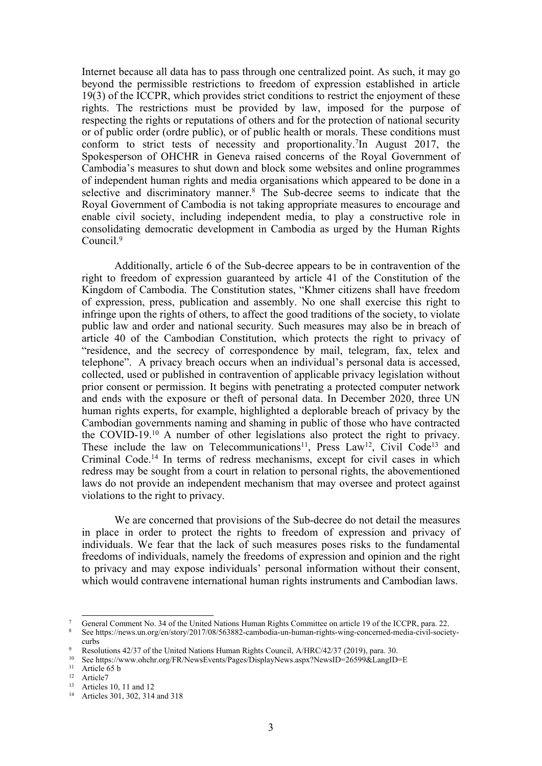Internet because all data has to pass through one centralized point. As such, it may go beyond the permissible restrictions to freedom of expression established in article 19(3) of the ICCPR, which provides strict conditions to restrict the enjoyment of these rights. The restrictions must be provided by law, imposed for the purpose of respecting the rights or reputations of others and for the protection of national security or of public order (ordre public), or of public health or morals. These conditions must conform to strict tests of necessity and proportionality.[7]In August 2017, the Spokesperson of OHCHR in Geneva raised concerns of the Royal Government of Cambodia's measures to shut down and block some websites and online programmes of independent human rights and media organisations which appeared to be done in a selective and discriminatory manner.[8] The Sub-decree seems to indicate that the Royal Government of Cambodia is not taking appropriate measures to encourage and enable civil society, including independent media, to play a constructive role in consolidating democratic development in Cambodia as urged by the Human Rights Council.[9]

Additionally, article 6 of the Sub-decree appears to be in contravention of the right to freedom of expression guaranteed by article 41 of the Constitution of the Kingdom of Cambodia. The Constitution states, "Khmer citizens shall have freedom of expression, press, publication and assembly. No one shall exercise this right to infringe upon the rights of others, to affect the good traditions of the society, to violate public law and order and national security. Such measures may also be in breach of article 40 of the Cambodian Constitution, which protects the right to privacy of "residence, and the secrecy of correspondence by mail, telegram, fax, telex and telephone". A privacy breach occurs when an individual's personal data is accessed, collected, used or published in contravention of applicable privacy legislation without prior consent or permission. It begins with penetrating a protected computer network and ends with the exposure or theft of personal data. In December 2020, three UN human rights experts, for example, highlighted a deplorable breach of privacy by the Cambodian governments naming and shaming in public of those who have contracted the COVID-19.[10] A number of other legislations also protect the right to privacy. These include the law on Telecommunications[11], Press Law[12], Civil Code[13] and Criminal Code.[14] In terms of redress mechanisms, except for civil cases in which redress may be sought from a court in relation to personal rights, the abovementioned laws do not provide an independent mechanism that may oversee and protect against violations to the right to privacy.

We are concerned that provisions of the Sub-decree do not detail the measures in place in order to protect the rights to freedom of expression and privacy of individuals. We fear that the lack of such measures poses risks to the fundamental freedoms of individuals, namely the freedoms of expression and opinion and the right to privacy and may expose individuals' personal information without their consent, which would contravene international human rights instruments and Cambodian laws.

---

[7] General Comment No. 34 of the United Nations Human Rights Committee on article 19 of the ICCPR, para. 22.

[8] See https://news.un.org/en/story/2017/08/563882-cambodia-un-human-rights-wing-concerned-media-civil-society-curbs

[9] Resolutions 42/37 of the United Nations Human Rights Council, A/HRC/42/37 (2019), para. 30.

[10] See https://www.ohchr.org/FR/NewsEvents/Pages/DisplayNews.aspx?NewsID=26599&LangID=E

[11] Article 65 b

[12] Article7

[13] Articles 10, 11 and 12

[14] Articles 301, 302, 314 and 318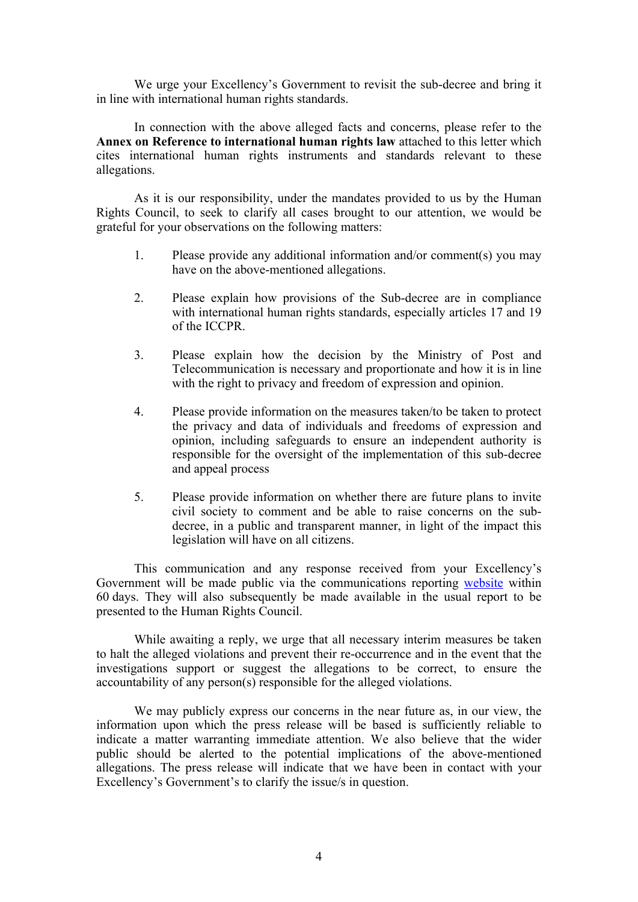We urge your Excellency's Government to revisit the sub-decree and bring it in line with international human rights standards.

In connection with the above alleged facts and concerns, please refer to the **Annex on Reference to international human rights law** attached to this letter which cites international human rights instruments and standards relevant to these allegations.

As it is our responsibility, under the mandates provided to us by the Human Rights Council, to seek to clarify all cases brought to our attention, we would be grateful for your observations on the following matters:

1. Please provide any additional information and/or comment(s) you may have on the above-mentioned allegations.

2. Please explain how provisions of the Sub-decree are in compliance with international human rights standards, especially articles 17 and 19 of the ICCPR.

3. Please explain how the decision by the Ministry of Post and Telecommunication is necessary and proportionate and how it is in line with the right to privacy and freedom of expression and opinion.

4. Please provide information on the measures taken/to be taken to protect the privacy and data of individuals and freedoms of expression and opinion, including safeguards to ensure an independent authority is responsible for the oversight of the implementation of this sub-decree and appeal process

5. Please provide information on whether there are future plans to invite civil society to comment and be able to raise concerns on the sub-decree, in a public and transparent manner, in light of the impact this legislation will have on all citizens.

This communication and any response received from your Excellency's Government will be made public via the communications reporting [website](website) within 60 days. They will also subsequently be made available in the usual report to be presented to the Human Rights Council.

While awaiting a reply, we urge that all necessary interim measures be taken to halt the alleged violations and prevent their re-occurrence and in the event that the investigations support or suggest the allegations to be correct, to ensure the accountability of any person(s) responsible for the alleged violations.

We may publicly express our concerns in the near future as, in our view, the information upon which the press release will be based is sufficiently reliable to indicate a matter warranting immediate attention. We also believe that the wider public should be alerted to the potential implications of the above-mentioned allegations. The press release will indicate that we have been in contact with your Excellency's Government's to clarify the issue/s in question.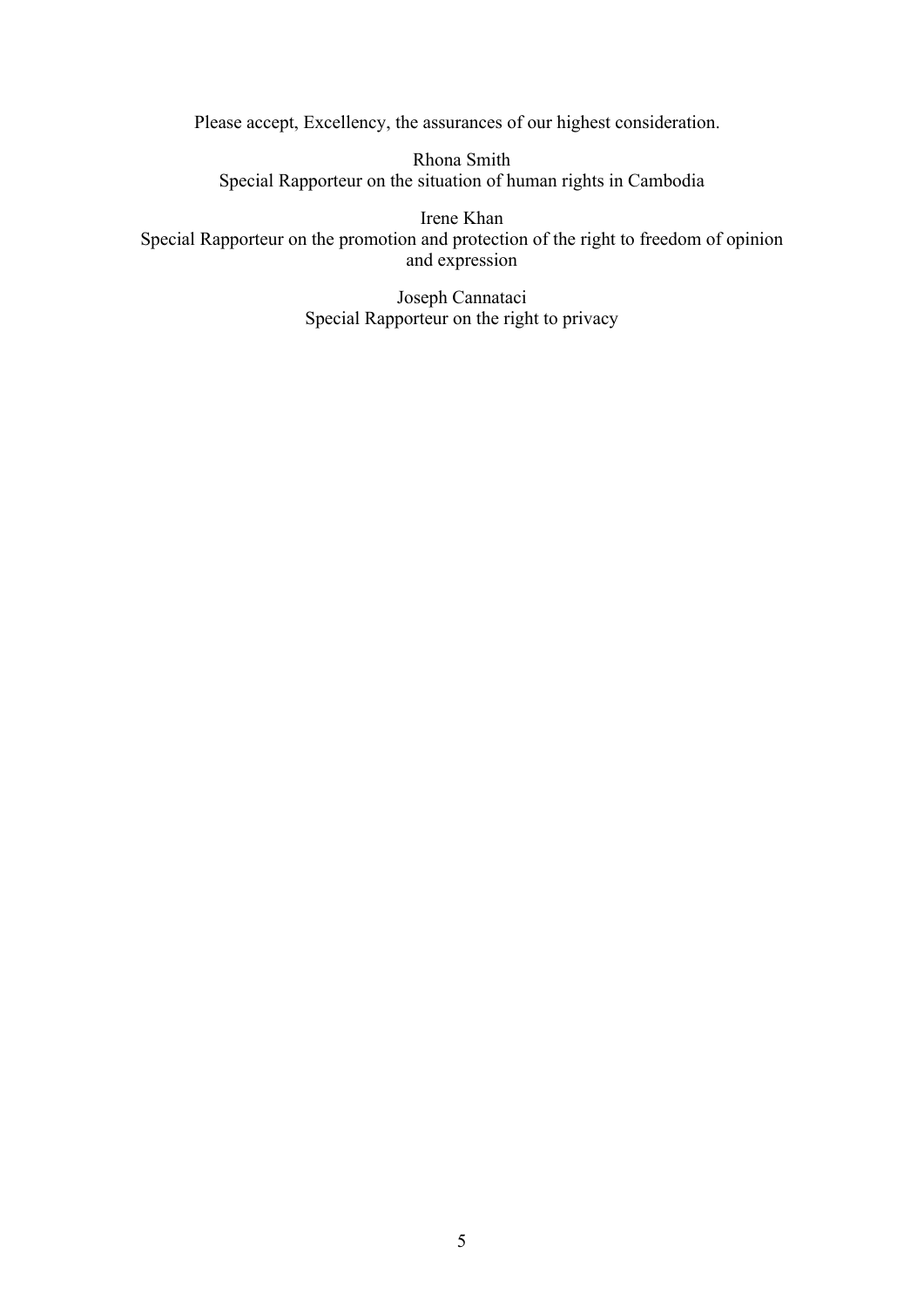Please accept, Excellency, the assurances of our highest consideration.

Rhona Smith
Special Rapporteur on the situation of human rights in Cambodia

Irene Khan
Special Rapporteur on the promotion and protection of the right to freedom of opinion and expression

Joseph Cannataci
Special Rapporteur on the right to privacy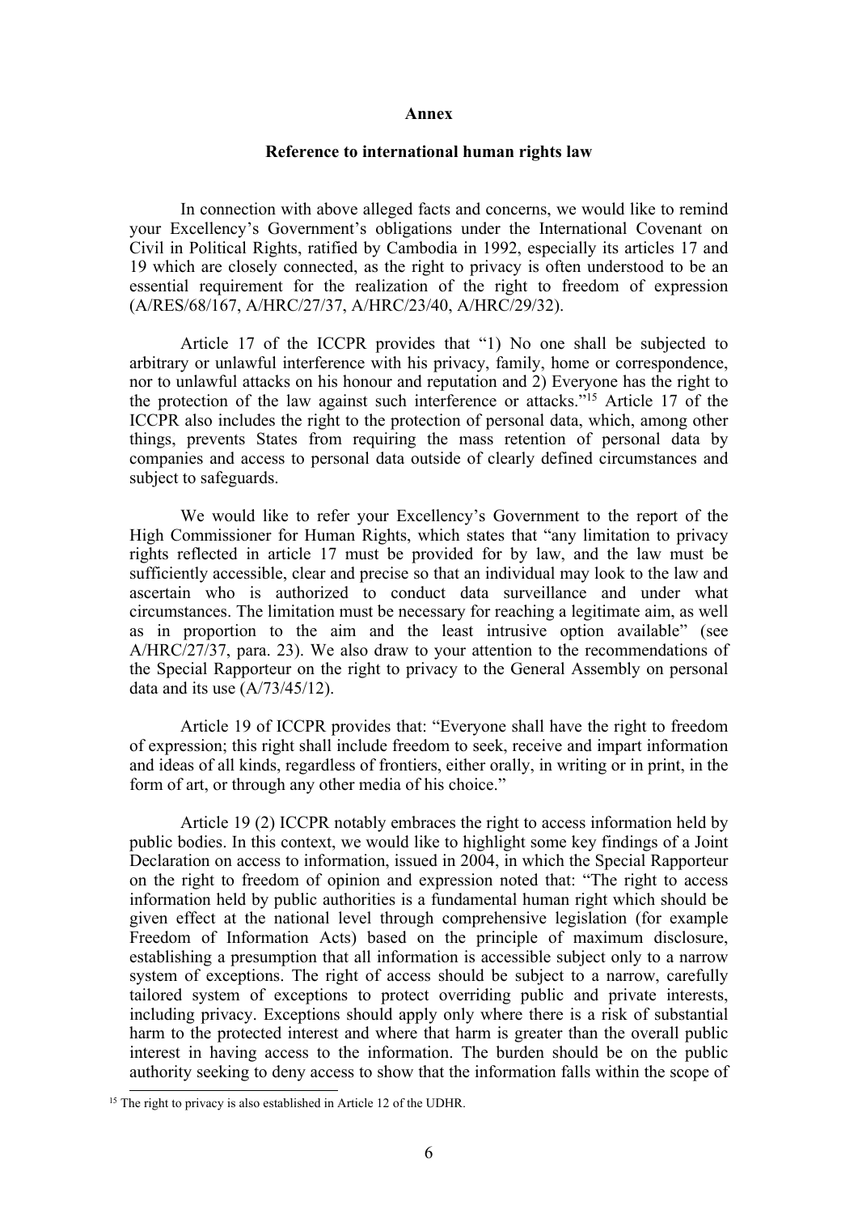**Annex**

**Reference to international human rights law**

In connection with above alleged facts and concerns, we would like to remind your Excellency's Government's obligations under the International Covenant on Civil in Political Rights, ratified by Cambodia in 1992, especially its articles 17 and 19 which are closely connected, as the right to privacy is often understood to be an essential requirement for the realization of the right to freedom of expression (A/RES/68/167, A/HRC/27/37, A/HRC/23/40, A/HRC/29/32).

Article 17 of the ICCPR provides that "1) No one shall be subjected to arbitrary or unlawful interference with his privacy, family, home or correspondence, nor to unlawful attacks on his honour and reputation and 2) Everyone has the right to the protection of the law against such interference or attacks."[15] Article 17 of the ICCPR also includes the right to the protection of personal data, which, among other things, prevents States from requiring the mass retention of personal data by companies and access to personal data outside of clearly defined circumstances and subject to safeguards.

We would like to refer your Excellency's Government to the report of the High Commissioner for Human Rights, which states that "any limitation to privacy rights reflected in article 17 must be provided for by law, and the law must be sufficiently accessible, clear and precise so that an individual may look to the law and ascertain who is authorized to conduct data surveillance and under what circumstances. The limitation must be necessary for reaching a legitimate aim, as well as in proportion to the aim and the least intrusive option available" (see A/HRC/27/37, para. 23). We also draw to your attention to the recommendations of the Special Rapporteur on the right to privacy to the General Assembly on personal data and its use (A/73/45/12).

Article 19 of ICCPR provides that: "Everyone shall have the right to freedom of expression; this right shall include freedom to seek, receive and impart information and ideas of all kinds, regardless of frontiers, either orally, in writing or in print, in the form of art, or through any other media of his choice."

Article 19 (2) ICCPR notably embraces the right to access information held by public bodies. In this context, we would like to highlight some key findings of a Joint Declaration on access to information, issued in 2004, in which the Special Rapporteur on the right to freedom of opinion and expression noted that: "The right to access information held by public authorities is a fundamental human right which should be given effect at the national level through comprehensive legislation (for example Freedom of Information Acts) based on the principle of maximum disclosure, establishing a presumption that all information is accessible subject only to a narrow system of exceptions. The right of access should be subject to a narrow, carefully tailored system of exceptions to protect overriding public and private interests, including privacy. Exceptions should apply only where there is a risk of substantial harm to the protected interest and where that harm is greater than the overall public interest in having access to the information. The burden should be on the public authority seeking to deny access to show that the information falls within the scope of

[15] The right to privacy is also established in Article 12 of the UDHR.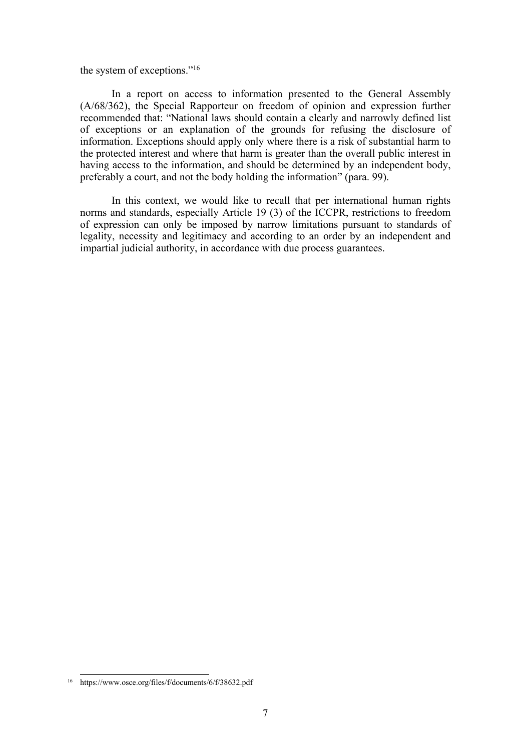the system of exceptions."[16]

In a report on access to information presented to the General Assembly (A/68/362), the Special Rapporteur on freedom of opinion and expression further recommended that: "National laws should contain a clearly and narrowly defined list of exceptions or an explanation of the grounds for refusing the disclosure of information. Exceptions should apply only where there is a risk of substantial harm to the protected interest and where that harm is greater than the overall public interest in having access to the information, and should be determined by an independent body, preferably a court, and not the body holding the information" (para. 99).

In this context, we would like to recall that per international human rights norms and standards, especially Article 19 (3) of the ICCPR, restrictions to freedom of expression can only be imposed by narrow limitations pursuant to standards of legality, necessity and legitimacy and according to an order by an independent and impartial judicial authority, in accordance with due process guarantees.

[16] https://www.osce.org/files/f/documents/6/f/38632.pdf